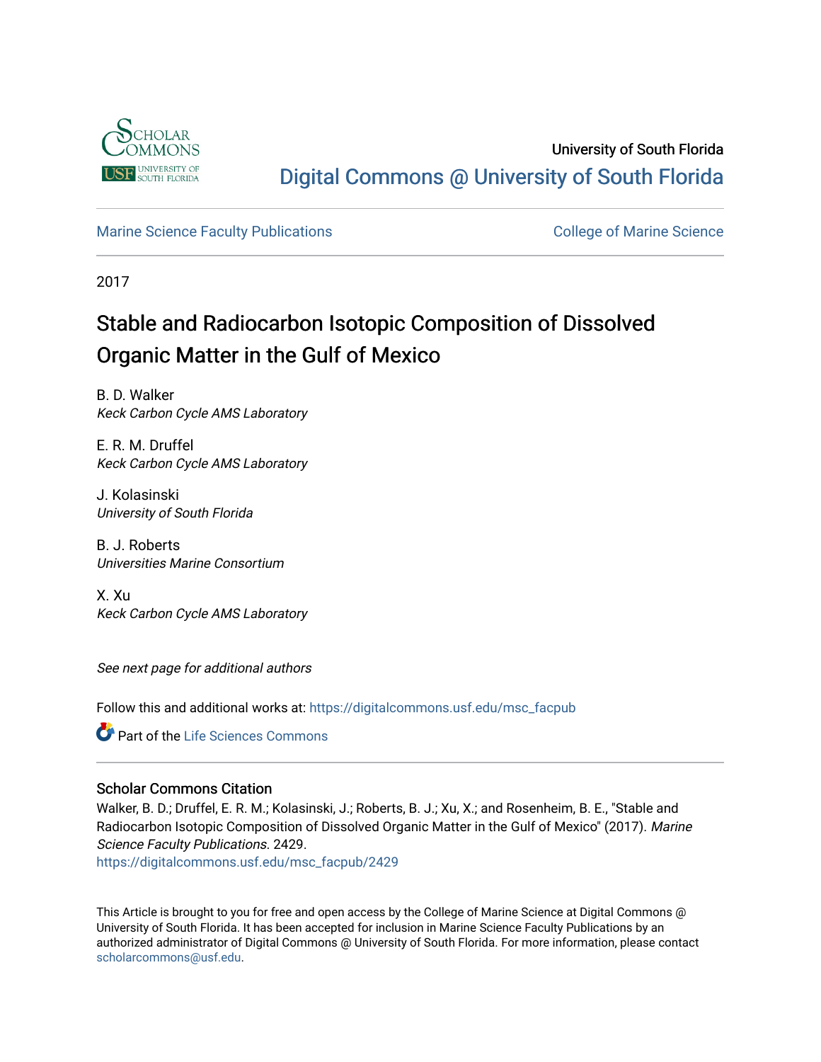University of South Florida

Digital Commons @ University of South Florida

Marine Science Faculty Publications

College of Marine Science

2017

# Stable and Radiocarbon Isotopic Composition of Dissolved Organic Matter in the Gulf of Mexico

B. D. Walker
*Keck Carbon Cycle AMS Laboratory*

E. R. M. Druffel
*Keck Carbon Cycle AMS Laboratory*

J. Kolasinski
*University of South Florida*

B. J. Roberts
*Universities Marine Consortium*

X. Xu
*Keck Carbon Cycle AMS Laboratory*

*See next page for additional authors*

Follow this and additional works at: https://digitalcommons.usf.edu/msc_facpub

Part of the Life Sciences Commons

## Scholar Commons Citation

Walker, B. D.; Druffel, E. R. M.; Kolasinski, J.; Roberts, B. J.; Xu, X.; and Rosenheim, B. E., "Stable and Radiocarbon Isotopic Composition of Dissolved Organic Matter in the Gulf of Mexico" (2017). *Marine Science Faculty Publications*. 2429.
https://digitalcommons.usf.edu/msc_facpub/2429

This Article is brought to you for free and open access by the College of Marine Science at Digital Commons @ University of South Florida. It has been accepted for inclusion in Marine Science Faculty Publications by an authorized administrator of Digital Commons @ University of South Florida. For more information, please contact scholarcommons@usf.edu.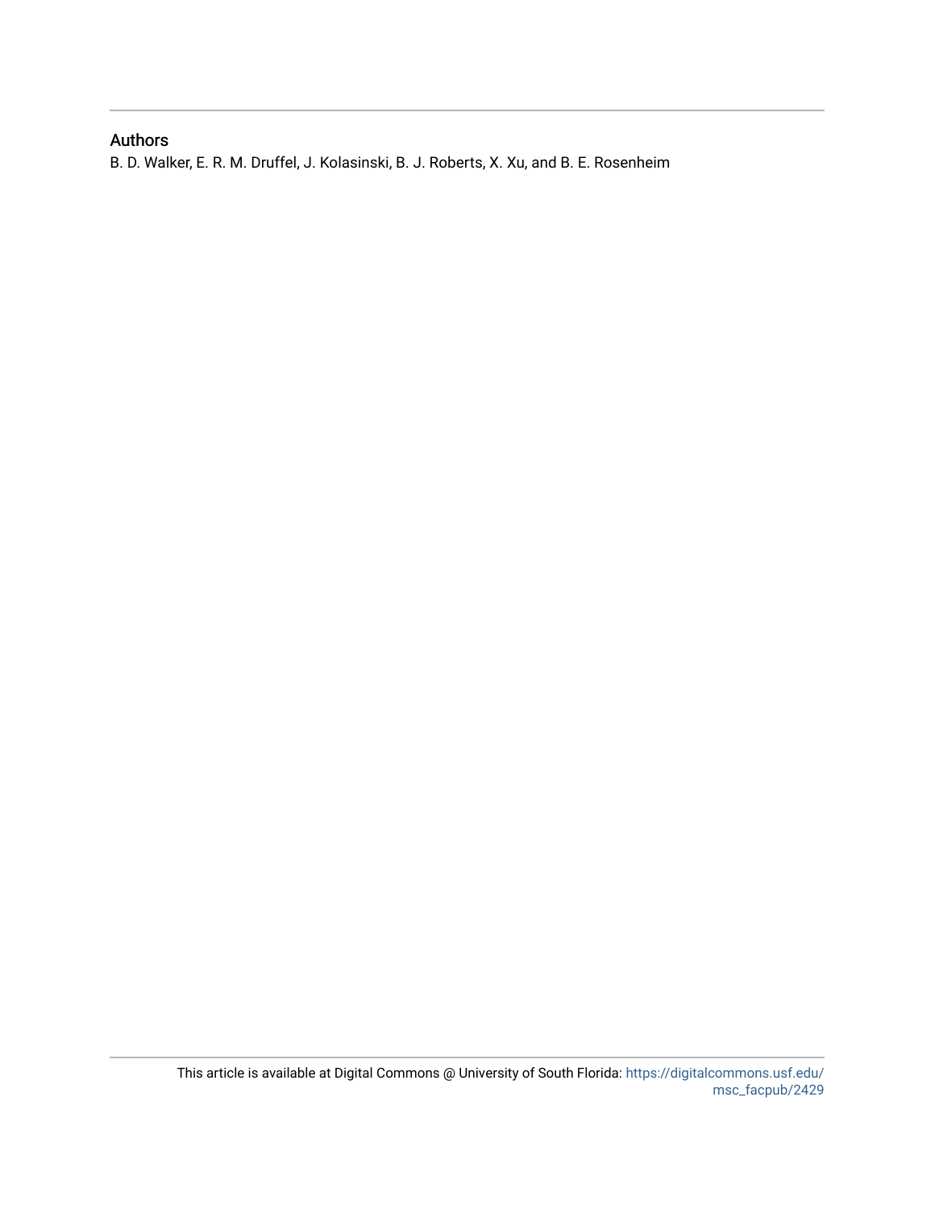## Authors

B. D. Walker, E. R. M. Druffel, J. Kolasinski, B. J. Roberts, X. Xu, and B. E. Rosenheim

This article is available at Digital Commons @ University of South Florida: https://digitalcommons.usf.edu/msc_facpub/2429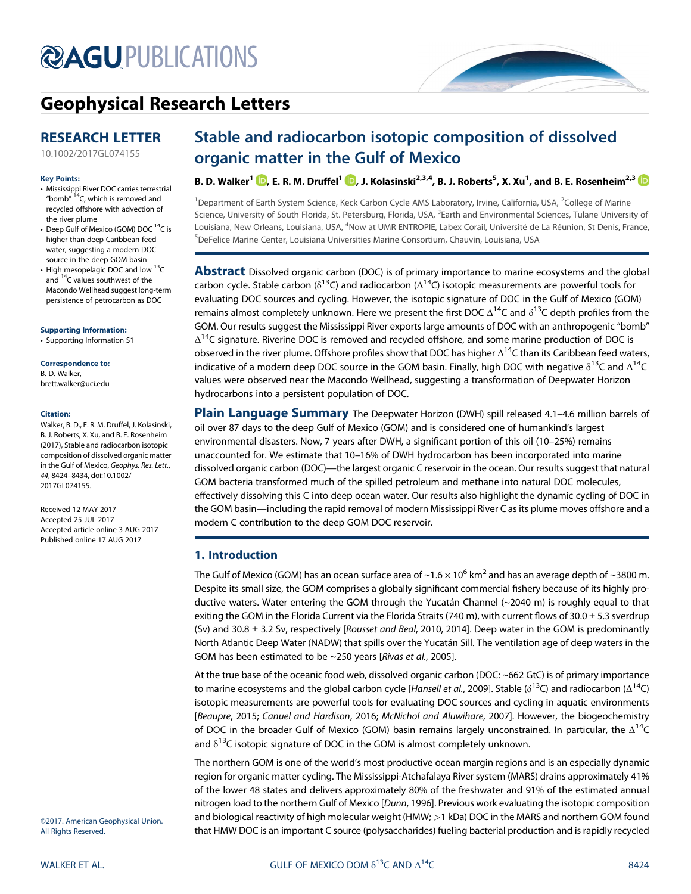# AGU PUBLICATIONS

## Geophysical Research Letters

**RESEARCH LETTER**

10.1002/2017GL074155

**Key Points:**

- Mississippi River DOC carries terrestrial "bomb" $^{14}C$, which is removed and recycled offshore with advection of the river plume
- Deep Gulf of Mexico (GOM) DOC $^{14}C$ is higher than deep Caribbean feed water, suggesting a modern DOC source in the deep GOM basin
- High mesopelagic DOC and low $^{13}C$ and $^{14}C$ values southwest of the Macondo Wellhead suggest long-term persistence of petrocarbon as DOC

**Supporting Information:**

- Supporting Information S1

**Correspondence to:**

B. D. Walker,
brett.walker@uci.edu

**Citation:**

Walker, B. D., E. R. M. Druffel, J. Kolasinski, B. J. Roberts, X. Xu, and B. E. Rosenheim (2017), Stable and radiocarbon isotopic composition of dissolved organic matter in the Gulf of Mexico, *Geophys. Res. Lett.*, *44*, 8424–8434, doi:10.1002/2017GL074155.

Received 12 MAY 2017
Accepted 25 JUL 2017
Accepted article online 3 AUG 2017
Published online 17 AUG 2017

©2017. American Geophysical Union. All Rights Reserved.

# Stable and radiocarbon isotopic composition of dissolved organic matter in the Gulf of Mexico

**B. D. Walker[1], E. R. M. Druffel[1], J. Kolasinski[2,3,4], B. J. Roberts[5], X. Xu[1], and B. E. Rosenheim[2,3]**

[1]Department of Earth System Science, Keck Carbon Cycle AMS Laboratory, Irvine, California, USA, [2]College of Marine Science, University of South Florida, St. Petersburg, Florida, USA, [3]Earth and Environmental Sciences, Tulane University of Louisiana, New Orleans, Louisiana, USA, [4]Now at UMR ENTROPIE, Labex Corail, Université de La Réunion, St Denis, France, [5]DeFelice Marine Center, Louisiana Universities Marine Consortium, Chauvin, Louisiana, USA

**Abstract** Dissolved organic carbon (DOC) is of primary importance to marine ecosystems and the global carbon cycle. Stable carbon ($\delta^{13}C$) and radiocarbon ($\Delta^{14}C$) isotopic measurements are powerful tools for evaluating DOC sources and cycling. However, the isotopic signature of DOC in the Gulf of Mexico (GOM) remains almost completely unknown. Here we present the first DOC $\Delta^{14}C$ and $\delta^{13}C$ depth profiles from the GOM. Our results suggest the Mississippi River exports large amounts of DOC with an anthropogenic "bomb" $\Delta^{14}C$ signature. Riverine DOC is removed and recycled offshore, and some marine production of DOC is observed in the river plume. Offshore profiles show that DOC has higher $\Delta^{14}C$ than its Caribbean feed waters, indicative of a modern deep DOC source in the GOM basin. Finally, high DOC with negative $\delta^{13}C$ and $\Delta^{14}C$ values were observed near the Macondo Wellhead, suggesting a transformation of Deepwater Horizon hydrocarbons into a persistent population of DOC.

**Plain Language Summary** The Deepwater Horizon (DWH) spill released 4.1–4.6 million barrels of oil over 87 days to the deep Gulf of Mexico (GOM) and is considered one of humankind's largest environmental disasters. Now, 7 years after DWH, a significant portion of this oil (10–25%) remains unaccounted for. We estimate that 10–16% of DWH hydrocarbon has been incorporated into marine dissolved organic carbon (DOC)—the largest organic C reservoir in the ocean. Our results suggest that natural GOM bacteria transformed much of the spilled petroleum and methane into natural DOC molecules, effectively dissolving this C into deep ocean water. Our results also highlight the dynamic cycling of DOC in the GOM basin—including the rapid removal of modern Mississippi River C as its plume moves offshore and a modern C contribution to the deep GOM DOC reservoir.

## 1. Introduction

The Gulf of Mexico (GOM) has an ocean surface area of ~$1.6 \times 10^6$ km$^2$ and has an average depth of ~3800 m. Despite its small size, the GOM comprises a globally significant commercial fishery because of its highly productive waters. Water entering the GOM through the Yucatán Channel (~2040 m) is roughly equal to that exiting the GOM in the Florida Current via the Florida Straits (740 m), with current flows of 30.0 ± 5.3 sverdrup (Sv) and 30.8 ± 3.2 Sv, respectively [*Rousset and Beal*, 2010, 2014]. Deep water in the GOM is predominantly North Atlantic Deep Water (NADW) that spills over the Yucatán Sill. The ventilation age of deep waters in the GOM has been estimated to be ~250 years [*Rivas et al.*, 2005].

At the true base of the oceanic food web, dissolved organic carbon (DOC: ~662 GtC) is of primary importance to marine ecosystems and the global carbon cycle [*Hansell et al.*, 2009]. Stable ($\delta^{13}C$) and radiocarbon ($\Delta^{14}C$) isotopic measurements are powerful tools for evaluating DOC sources and cycling in aquatic environments [*Beaupre*, 2015; *Canuel and Hardison*, 2016; *McNichol and Aluwihare*, 2007]. However, the biogeochemistry of DOC in the broader Gulf of Mexico (GOM) basin remains largely unconstrained. In particular, the $\Delta^{14}C$ and $\delta^{13}C$ isotopic signature of DOC in the GOM is almost completely unknown.

The northern GOM is one of the world's most productive ocean margin regions and is an especially dynamic region for organic matter cycling. The Mississippi-Atchafalaya River system (MARS) drains approximately 41% of the lower 48 states and delivers approximately 80% of the freshwater and 91% of the estimated annual nitrogen load to the northern Gulf of Mexico [*Dunn*, 1996]. Previous work evaluating the isotopic composition and biological reactivity of high molecular weight (HMW; >1 kDa) DOC in the MARS and northern GOM found that HMW DOC is an important C source (polysaccharides) fueling bacterial production and is rapidly recycled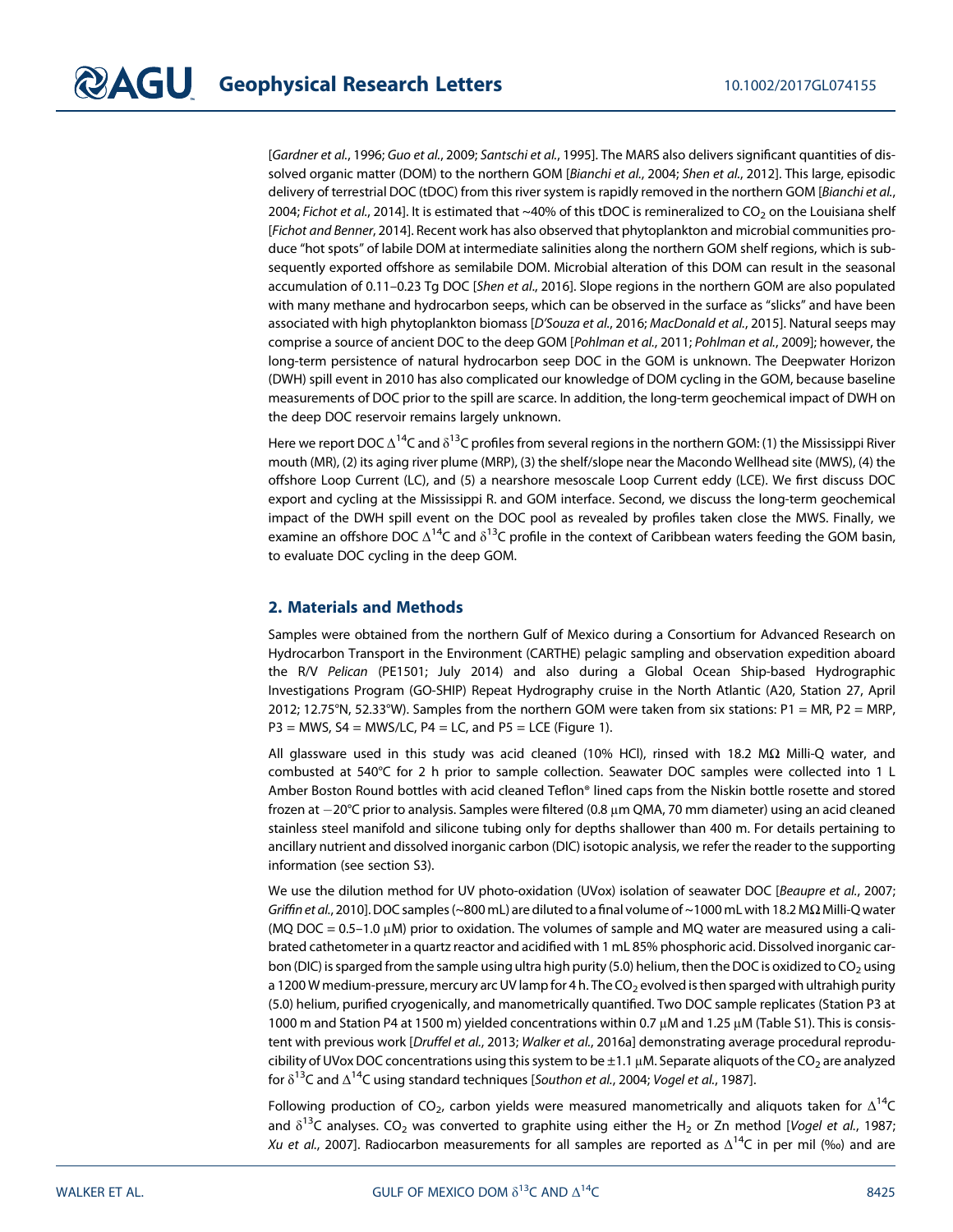[*Gardner et al.*, 1996; *Guo et al.*, 2009; *Santschi et al.*, 1995]. The MARS also delivers significant quantities of dissolved organic matter (DOM) to the northern GOM [*Bianchi et al.*, 2004; *Shen et al.*, 2012]. This large, episodic delivery of terrestrial DOC (tDOC) from this river system is rapidly removed in the northern GOM [*Bianchi et al.*, 2004; *Fichot et al.*, 2014]. It is estimated that ~40% of this tDOC is remineralized to $CO_2$ on the Louisiana shelf [*Fichot and Benner*, 2014]. Recent work has also observed that phytoplankton and microbial communities produce "hot spots" of labile DOM at intermediate salinities along the northern GOM shelf regions, which is subsequently exported offshore as semilabile DOM. Microbial alteration of this DOM can result in the seasonal accumulation of 0.11–0.23 Tg DOC [*Shen et al.*, 2016]. Slope regions in the northern GOM are also populated with many methane and hydrocarbon seeps, which can be observed in the surface as "slicks" and have been associated with high phytoplankton biomass [*D'Souza et al.*, 2016; *MacDonald et al.*, 2015]. Natural seeps may comprise a source of ancient DOC to the deep GOM [*Pohlman et al.*, 2011; *Pohlman et al.*, 2009]; however, the long-term persistence of natural hydrocarbon seep DOC in the GOM is unknown. The Deepwater Horizon (DWH) spill event in 2010 has also complicated our knowledge of DOM cycling in the GOM, because baseline measurements of DOC prior to the spill are scarce. In addition, the long-term geochemical impact of DWH on the deep DOC reservoir remains largely unknown.

Here we report DOC $\Delta^{14}C$ and $\delta^{13}C$ profiles from several regions in the northern GOM: (1) the Mississippi River mouth (MR), (2) its aging river plume (MRP), (3) the shelf/slope near the Macondo Wellhead site (MWS), (4) the offshore Loop Current (LC), and (5) a nearshore mesoscale Loop Current eddy (LCE). We first discuss DOC export and cycling at the Mississippi R. and GOM interface. Second, we discuss the long-term geochemical impact of the DWH spill event on the DOC pool as revealed by profiles taken close the MWS. Finally, we examine an offshore DOC $\Delta^{14}C$ and $\delta^{13}C$ profile in the context of Caribbean waters feeding the GOM basin, to evaluate DOC cycling in the deep GOM.

## 2. Materials and Methods

Samples were obtained from the northern Gulf of Mexico during a Consortium for Advanced Research on Hydrocarbon Transport in the Environment (CARTHE) pelagic sampling and observation expedition aboard the R/V *Pelican* (PE1501; July 2014) and also during a Global Ocean Ship-based Hydrographic Investigations Program (GO-SHIP) Repeat Hydrography cruise in the North Atlantic (A20, Station 27, April 2012; 12.75°N, 52.33°W). Samples from the northern GOM were taken from six stations: P1 = MR, P2 = MRP, P3 = MWS, S4 = MWS/LC, P4 = LC, and P5 = LCE (Figure 1).

All glassware used in this study was acid cleaned (10% HCl), rinsed with 18.2 MΩ Milli-Q water, and combusted at 540°C for 2 h prior to sample collection. Seawater DOC samples were collected into 1 L Amber Boston Round bottles with acid cleaned Teflon® lined caps from the Niskin bottle rosette and stored frozen at −20°C prior to analysis. Samples were filtered (0.8 μm QMA, 70 mm diameter) using an acid cleaned stainless steel manifold and silicone tubing only for depths shallower than 400 m. For details pertaining to ancillary nutrient and dissolved inorganic carbon (DIC) isotopic analysis, we refer the reader to the supporting information (see section S3).

We use the dilution method for UV photo-oxidation (UVox) isolation of seawater DOC [*Beaupre et al.*, 2007; *Griffin et al.*, 2010]. DOC samples (~800 mL) are diluted to a final volume of ~1000 mL with 18.2 MΩ Milli-Q water (MQ DOC = 0.5–1.0 μM) prior to oxidation. The volumes of sample and MQ water are measured using a calibrated cathetometer in a quartz reactor and acidified with 1 mL 85% phosphoric acid. Dissolved inorganic carbon (DIC) is sparged from the sample using ultra high purity (5.0) helium, then the DOC is oxidized to $CO_2$ using a 1200 W medium-pressure, mercury arc UV lamp for 4 h. The $CO_2$ evolved is then sparged with ultrahigh purity (5.0) helium, purified cryogenically, and manometrically quantified. Two DOC sample replicates (Station P3 at 1000 m and Station P4 at 1500 m) yielded concentrations within 0.7 μM and 1.25 μM (Table S1). This is consistent with previous work [*Druffel et al.*, 2013; *Walker et al.*, 2016a] demonstrating average procedural reproducibility of UVox DOC concentrations using this system to be ±1.1 μM. Separate aliquots of the $CO_2$ are analyzed for $\delta^{13}C$ and $\Delta^{14}C$ using standard techniques [*Southon et al.*, 2004; *Vogel et al.*, 1987].

Following production of $CO_2$, carbon yields were measured manometrically and aliquots taken for $\Delta^{14}C$ and $\delta^{13}C$ analyses. $CO_2$ was converted to graphite using either the $H_2$ or Zn method [*Vogel et al.*, 1987; *Xu et al.*, 2007]. Radiocarbon measurements for all samples are reported as $\Delta^{14}C$ in per mil (‰) and are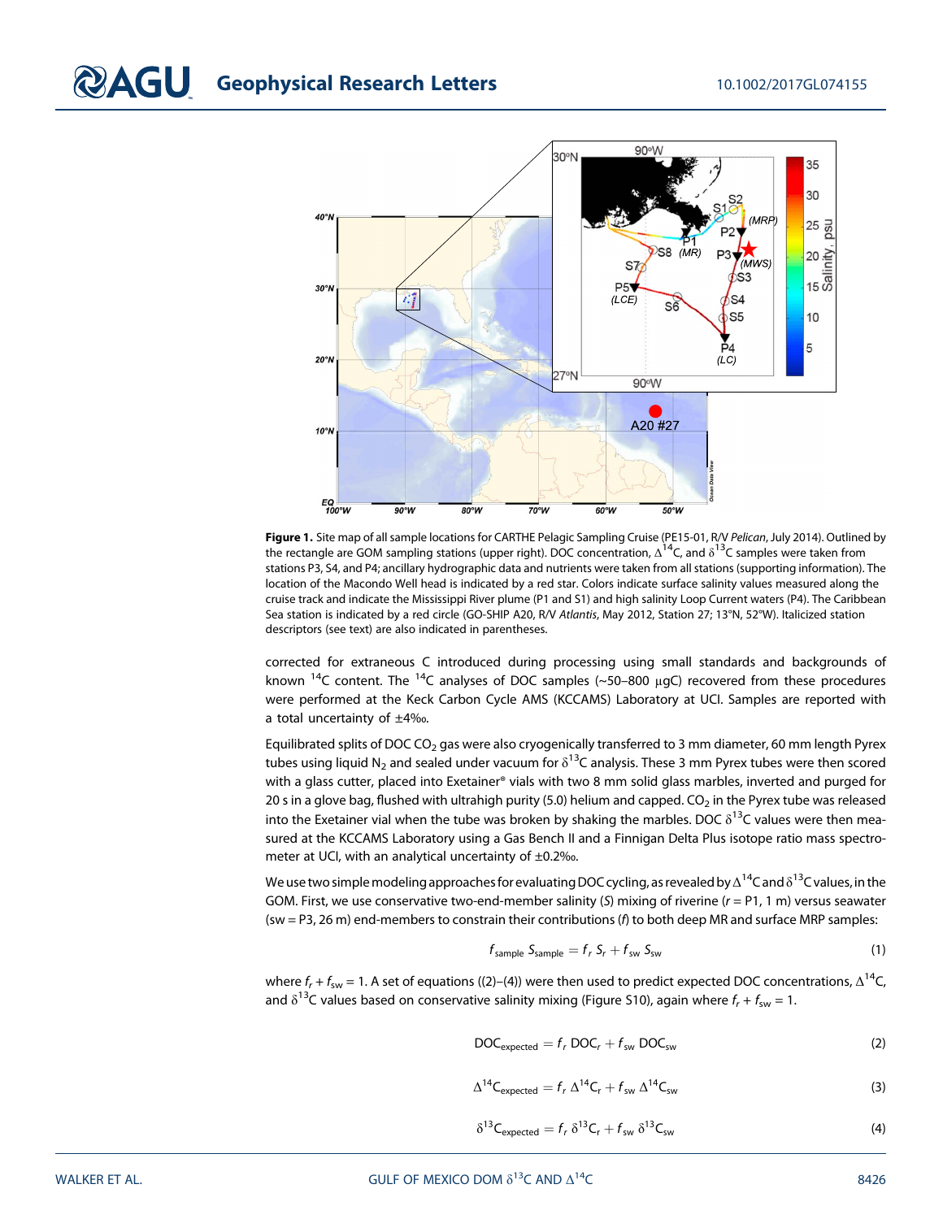**Figure 1.** Site map of all sample locations for CARTHE Pelagic Sampling Cruise (PE15-01, R/V *Pelican*, July 2014). Outlined by the rectangle are GOM sampling stations (upper right). DOC concentration, $\Delta^{14}C$, and $\delta^{13}C$ samples were taken from stations P3, S4, and P4; ancillary hydrographic data and nutrients were taken from all stations (supporting information). The location of the Macondo Well head is indicated by a red star. Colors indicate surface salinity values measured along the cruise track and indicate the Mississippi River plume (P1 and S1) and high salinity Loop Current waters (P4). The Caribbean Sea station is indicated by a red circle (GO-SHIP A20, R/V *Atlantis*, May 2012, Station 27; 13°N, 52°W). Italicized station descriptors (see text) are also indicated in parentheses.

corrected for extraneous C introduced during processing using small standards and backgrounds of known $^{14}C$ content. The $^{14}C$ analyses of DOC samples (~50–800 μgC) recovered from these procedures were performed at the Keck Carbon Cycle AMS (KCCAMS) Laboratory at UCI. Samples are reported with a total uncertainty of ±4‰.

Equilibrated splits of DOC $CO_2$ gas were also cryogenically transferred to 3 mm diameter, 60 mm length Pyrex tubes using liquid $N_2$ and sealed under vacuum for $\delta^{13}C$ analysis. These 3 mm Pyrex tubes were then scored with a glass cutter, placed into Exetainer® vials with two 8 mm solid glass marbles, inverted and purged for 20 s in a glove bag, flushed with ultrahigh purity (5.0) helium and capped. $CO_2$ in the Pyrex tube was released into the Exetainer vial when the tube was broken by shaking the marbles. DOC $\delta^{13}C$ values were then measured at the KCCAMS Laboratory using a Gas Bench II and a Finnigan Delta Plus isotope ratio mass spectrometer at UCI, with an analytical uncertainty of ±0.2‰.

We use two simple modeling approaches for evaluating DOC cycling, as revealed by $\Delta^{14}C$ and $\delta^{13}C$ values, in the GOM. First, we use conservative two-end-member salinity ($S$) mixing of riverine ($r$ = P1, 1 m) versus seawater (sw = P3, 26 m) end-members to constrain their contributions ($f$) to both deep MR and surface MRP samples:

$$f_{sample}\, S_{sample} = f_r\, S_r + f_{sw}\, S_{sw} \tag{1}$$

where $f_r + f_{sw} = 1$. A set of equations ((2)–(4)) were then used to predict expected DOC concentrations, $\Delta^{14}C$, and $\delta^{13}C$ values based on conservative salinity mixing (Figure S10), again where $f_r + f_{sw} = 1$.

$$DOC_{expected} = f_r\, DOC_r + f_{sw}\, DOC_{sw} \tag{2}$$

$$\Delta^{14}C_{expected} = f_r\, \Delta^{14}C_r + f_{sw}\, \Delta^{14}C_{sw} \tag{3}$$

$$\delta^{13}C_{expected} = f_r\, \delta^{13}C_r + f_{sw}\, \delta^{13}C_{sw} \tag{4}$$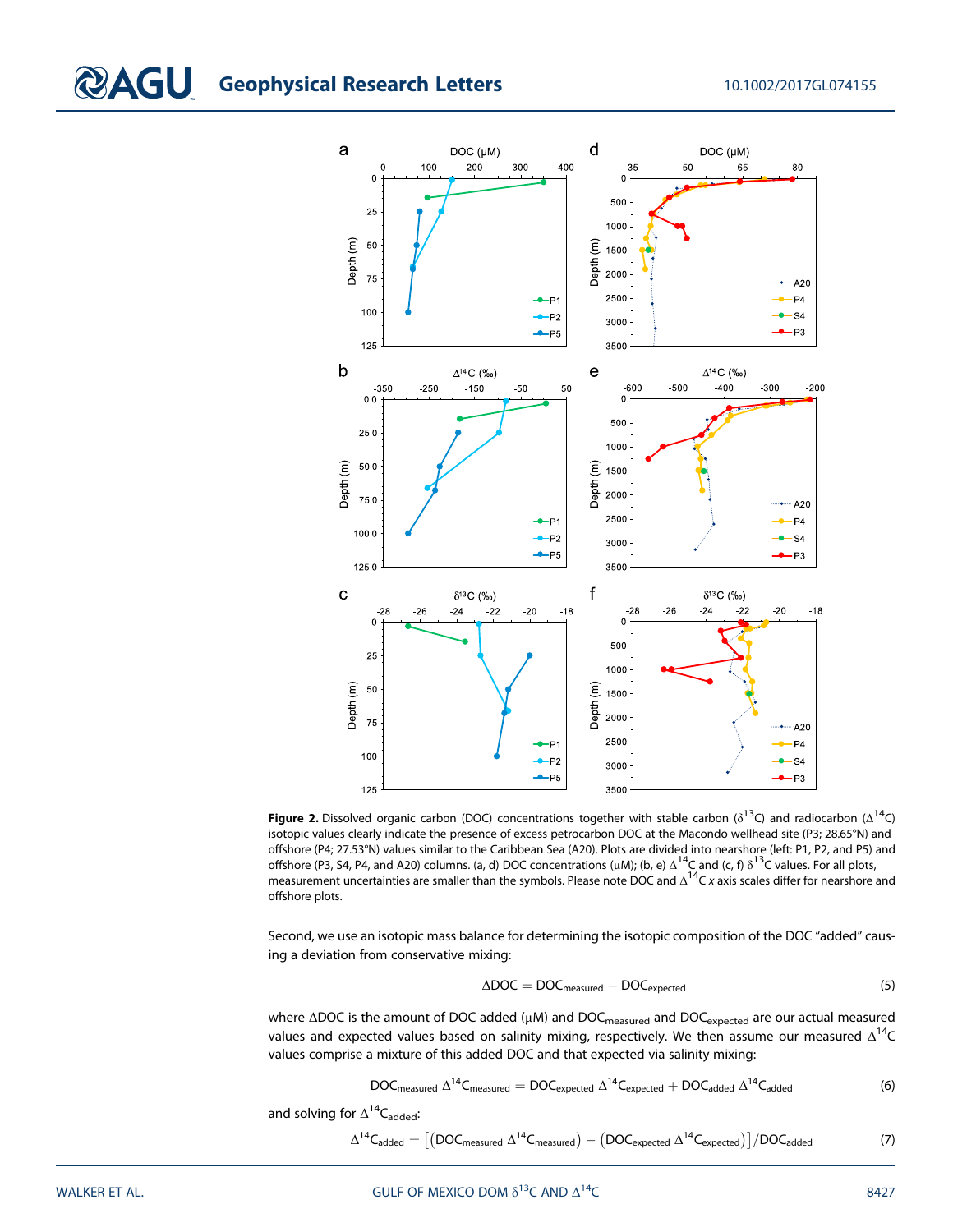**Figure 2.** Dissolved organic carbon (DOC) concentrations together with stable carbon ($\delta^{13}C$) and radiocarbon ($\Delta^{14}C$) isotopic values clearly indicate the presence of excess petrocarbon DOC at the Macondo wellhead site (P3; 28.65°N) and offshore (P4; 27.53°N) values similar to the Caribbean Sea (A20). Plots are divided into nearshore (left: P1, P2, and P5) and offshore (P3, S4, P4, and A20) columns. (a, d) DOC concentrations (μM); (b, e) $\Delta^{14}C$ and (c, f) $\delta^{13}C$ values. For all plots, measurement uncertainties are smaller than the symbols. Please note DOC and $\Delta^{14}C$ *x* axis scales differ for nearshore and offshore plots.

Second, we use an isotopic mass balance for determining the isotopic composition of the DOC "added" causing a deviation from conservative mixing:

$$\Delta DOC = DOC_{measured} - DOC_{expected} \tag{5}$$

where $\Delta DOC$ is the amount of DOC added (μM) and $DOC_{measured}$ and $DOC_{expected}$ are our actual measured values and expected values based on salinity mixing, respectively. We then assume our measured $\Delta^{14}C$ values comprise a mixture of this added DOC and that expected via salinity mixing:

$$DOC_{measured}\,\Delta^{14}C_{measured} = DOC_{expected}\,\Delta^{14}C_{expected} + DOC_{added}\,\Delta^{14}C_{added} \tag{6}$$

and solving for $\Delta^{14}C_{added}$:

$$\Delta^{14}C_{added} = \left[\left(DOC_{measured}\,\Delta^{14}C_{measured}\right) - \left(DOC_{expected}\,\Delta^{14}C_{expected}\right)\right]/DOC_{added} \tag{7}$$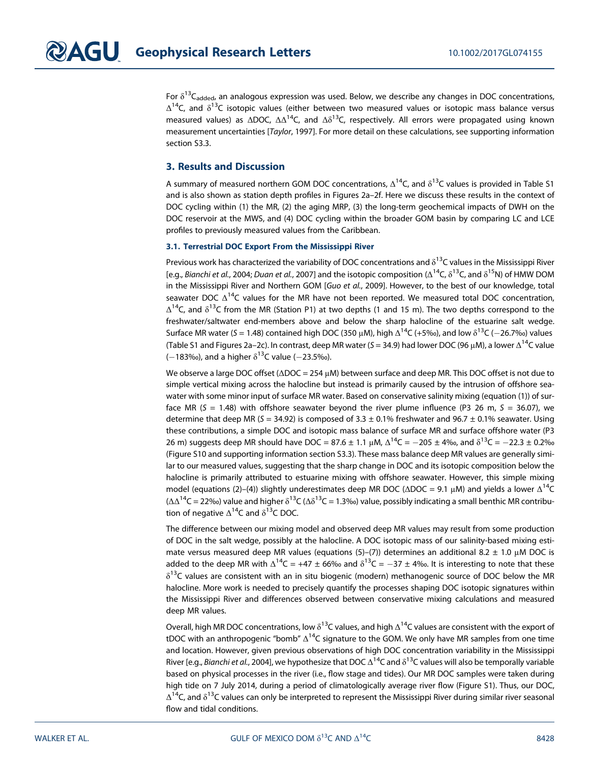For $\delta^{13}C_{added}$, an analogous expression was used. Below, we describe any changes in DOC concentrations, $\Delta^{14}C$, and $\delta^{13}C$ isotopic values (either between two measured values or isotopic mass balance versus measured values) as ΔDOC, $\Delta\Delta^{14}C$, and $\Delta\delta^{13}C$, respectively. All errors were propagated using known measurement uncertainties [*Taylor*, 1997]. For more detail on these calculations, see supporting information section S3.3.

## 3. Results and Discussion

A summary of measured northern GOM DOC concentrations, $\Delta^{14}C$, and $\delta^{13}C$ values is provided in Table S1 and is also shown as station depth profiles in Figures 2a–2f. Here we discuss these results in the context of DOC cycling within (1) the MR, (2) the aging MRP, (3) the long-term geochemical impacts of DWH on the DOC reservoir at the MWS, and (4) DOC cycling within the broader GOM basin by comparing LC and LCE profiles to previously measured values from the Caribbean.

### 3.1. Terrestrial DOC Export From the Mississippi River

Previous work has characterized the variability of DOC concentrations and $\delta^{13}C$ values in the Mississippi River [e.g., *Bianchi et al.*, 2004; *Duan et al.*, 2007] and the isotopic composition ($\Delta^{14}C$, $\delta^{13}C$, and $\delta^{15}N$) of HMW DOM in the Mississippi River and Northern GOM [*Guo et al.*, 2009]. However, to the best of our knowledge, total seawater DOC $\Delta^{14}C$ values for the MR have not been reported. We measured total DOC concentration, $\Delta^{14}C$, and $\delta^{13}C$ from the MR (Station P1) at two depths (1 and 15 m). The two depths correspond to the freshwater/saltwater end-members above and below the sharp halocline of the estuarine salt wedge. Surface MR water ($S$ = 1.48) contained high DOC (350 μM), high $\Delta^{14}C$ (+5‰), and low $\delta^{13}C$ (−26.7‰) values (Table S1 and Figures 2a–2c). In contrast, deep MR water ($S$ = 34.9) had lower DOC (96 μM), a lower $\Delta^{14}C$ value (−183‰), and a higher $\delta^{13}C$ value (−23.5‰).

We observe a large DOC offset (ΔDOC = 254 μM) between surface and deep MR. This DOC offset is not due to simple vertical mixing across the halocline but instead is primarily caused by the intrusion of offshore seawater with some minor input of surface MR water. Based on conservative salinity mixing (equation (1)) of surface MR ($S$ = 1.48) with offshore seawater beyond the river plume influence (P3 26 m, $S$ = 36.07), we determine that deep MR ($S$ = 34.92) is composed of 3.3 ± 0.1% freshwater and 96.7 ± 0.1% seawater. Using these contributions, a simple DOC and isotopic mass balance of surface MR and surface offshore water (P3 26 m) suggests deep MR should have DOC = 87.6 ± 1.1 μM, $\Delta^{14}C$ = −205 ± 4‰, and $\delta^{13}C$ = −22.3 ± 0.2‰ (Figure S10 and supporting information section S3.3). These mass balance deep MR values are generally similar to our measured values, suggesting that the sharp change in DOC and its isotopic composition below the halocline is primarily attributed to estuarine mixing with offshore seawater. However, this simple mixing model (equations (2)–(4)) slightly underestimates deep MR DOC (ΔDOC = 9.1 μM) and yields a lower $\Delta^{14}C$ ($\Delta\Delta^{14}C$ = 22‰) value and higher $\delta^{13}C$ ($\Delta\delta^{13}C$ = 1.3‰) value, possibly indicating a small benthic MR contribution of negative $\Delta^{14}C$ and $\delta^{13}C$ DOC.

The difference between our mixing model and observed deep MR values may result from some production of DOC in the salt wedge, possibly at the halocline. A DOC isotopic mass of our salinity-based mixing estimate versus measured deep MR values (equations (5)–(7)) determines an additional 8.2 ± 1.0 μM DOC is added to the deep MR with $\Delta^{14}C$ = +47 ± 66‰ and $\delta^{13}C$ = −37 ± 4‰. It is interesting to note that these $\delta^{13}C$ values are consistent with an in situ biogenic (modern) methanogenic source of DOC below the MR halocline. More work is needed to precisely quantify the processes shaping DOC isotopic signatures within the Mississippi River and differences observed between conservative mixing calculations and measured deep MR values.

Overall, high MR DOC concentrations, low $\delta^{13}C$ values, and high $\Delta^{14}C$ values are consistent with the export of tDOC with an anthropogenic "bomb" $\Delta^{14}C$ signature to the GOM. We only have MR samples from one time and location. However, given previous observations of high DOC concentration variability in the Mississippi River [e.g., *Bianchi et al.*, 2004], we hypothesize that DOC $\Delta^{14}C$ and $\delta^{13}C$ values will also be temporally variable based on physical processes in the river (i.e., flow stage and tides). Our MR DOC samples were taken during high tide on 7 July 2014, during a period of climatologically average river flow (Figure S1). Thus, our DOC, $\Delta^{14}C$, and $\delta^{13}C$ values can only be interpreted to represent the Mississippi River during similar river seasonal flow and tidal conditions.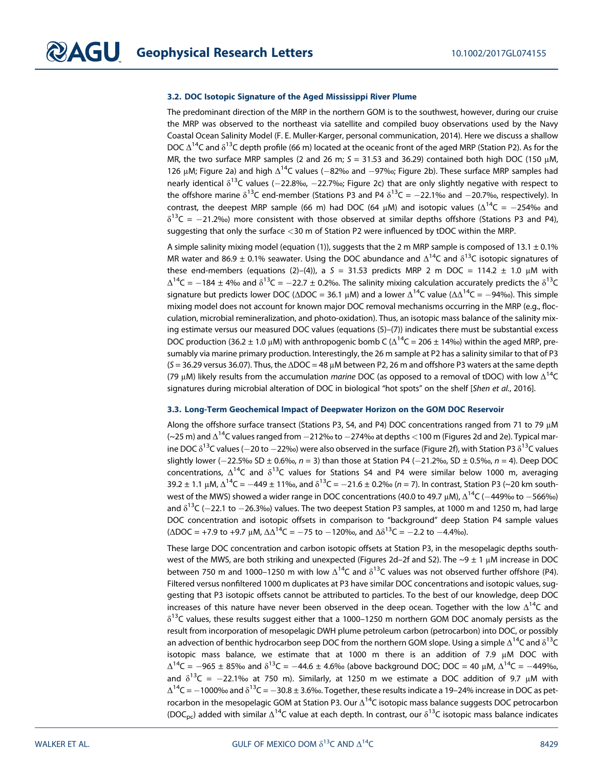### 3.2. DOC Isotopic Signature of the Aged Mississippi River Plume

The predominant direction of the MRP in the northern GOM is to the southwest, however, during our cruise the MRP was observed to the northeast via satellite and compiled buoy observations used by the Navy Coastal Ocean Salinity Model (F. E. Muller-Karger, personal communication, 2014). Here we discuss a shallow DOC $\Delta^{14}C$ and $\delta^{13}C$ depth profile (66 m) located at the oceanic front of the aged MRP (Station P2). As for the MR, the two surface MRP samples (2 and 26 m; $S$ = 31.53 and 36.29) contained both high DOC (150 μM, 126 μM; Figure 2a) and high $\Delta^{14}C$ values (−82‰ and −97‰; Figure 2b). These surface MRP samples had nearly identical $\delta^{13}C$ values (−22.8‰, −22.7‰; Figure 2c) that are only slightly negative with respect to the offshore marine $\delta^{13}C$ end-member (Stations P3 and P4 $\delta^{13}C$ = −22.1‰ and −20.7‰, respectively). In contrast, the deepest MRP sample (66 m) had DOC (64 μM) and isotopic values ($\Delta^{14}C$ = −254‰ and $\delta^{13}C$ = −21.2‰) more consistent with those observed at similar depths offshore (Stations P3 and P4), suggesting that only the surface <30 m of Station P2 were influenced by tDOC within the MRP.

A simple salinity mixing model (equation (1)), suggests that the 2 m MRP sample is composed of 13.1 ± 0.1% MR water and 86.9 ± 0.1% seawater. Using the DOC abundance and $\Delta^{14}C$ and $\delta^{13}C$ isotopic signatures of these end-members (equations (2)–(4)), a $S$ = 31.53 predicts MRP 2 m DOC = 114.2 ± 1.0 μM with $\Delta^{14}C$ = −184 ± 4‰ and $\delta^{13}C$ = −22.7 ± 0.2‰. The salinity mixing calculation accurately predicts the $\delta^{13}C$ signature but predicts lower DOC (ΔDOC = 36.1 μM) and a lower $\Delta^{14}C$ value ($\Delta\Delta^{14}C$ = −94‰). This simple mixing model does not account for known major DOC removal mechanisms occurring in the MRP (e.g., flocculation, microbial remineralization, and photo-oxidation). Thus, an isotopic mass balance of the salinity mixing estimate versus our measured DOC values (equations (5)–(7)) indicates there must be substantial excess DOC production (36.2 ± 1.0 μM) with anthropogenic bomb C ($\Delta^{14}C$ = 206 ± 14‰) within the aged MRP, presumably via marine primary production. Interestingly, the 26 m sample at P2 has a salinity similar to that of P3 ($S$ = 36.29 versus 36.07). Thus, the ΔDOC = 48 μM between P2, 26 m and offshore P3 waters at the same depth (79 μM) likely results from the accumulation *marine* DOC (as opposed to a removal of tDOC) with low $\Delta^{14}C$ signatures during microbial alteration of DOC in biological "hot spots" on the shelf [*Shen et al.*, 2016].

### 3.3. Long-Term Geochemical Impact of Deepwater Horizon on the GOM DOC Reservoir

Along the offshore surface transect (Stations P3, S4, and P4) DOC concentrations ranged from 71 to 79 μM (~25 m) and $\Delta^{14}C$ values ranged from −212‰ to −274‰ at depths <100 m (Figures 2d and 2e). Typical marine DOC $\delta^{13}C$ values (−20 to −22‰) were also observed in the surface (Figure 2f), with Station P3 $\delta^{13}C$ values slightly lower (−22.5‰ SD ± 0.6‰, $n$ = 3) than those at Station P4 (−21.2‰, SD ± 0.5‰, $n$ = 4). Deep DOC concentrations, $\Delta^{14}C$ and $\delta^{13}C$ values for Stations S4 and P4 were similar below 1000 m, averaging 39.2 ± 1.1 μM, $\Delta^{14}C$ = −449 ± 11‰, and $\delta^{13}C$ = −21.6 ± 0.2‰ ($n$ = 7). In contrast, Station P3 (~20 km southwest of the MWS) showed a wider range in DOC concentrations (40.0 to 49.7 μM), $\Delta^{14}C$ (−449‰ to −566‰) and $\delta^{13}C$ (−22.1 to −26.3‰) values. The two deepest Station P3 samples, at 1000 m and 1250 m, had large DOC concentration and isotopic offsets in comparison to "background" deep Station P4 sample values (ΔDOC = +7.9 to +9.7 μM, $\Delta\Delta^{14}C$ = −75 to −120‰, and $\Delta\delta^{13}C$ = −2.2 to −4.4‰).

These large DOC concentration and carbon isotopic offsets at Station P3, in the mesopelagic depths southwest of the MWS, are both striking and unexpected (Figures 2d–2f and S2). The ~9 ± 1 μM increase in DOC between 750 m and 1000–1250 m with low $\Delta^{14}C$ and $\delta^{13}C$ values was not observed further offshore (P4). Filtered versus nonfiltered 1000 m duplicates at P3 have similar DOC concentrations and isotopic values, suggesting that P3 isotopic offsets cannot be attributed to particles. To the best of our knowledge, deep DOC increases of this nature have never been observed in the deep ocean. Together with the low $\Delta^{14}C$ and $\delta^{13}C$ values, these results suggest either that a 1000–1250 m northern GOM DOC anomaly persists as the result from incorporation of mesopelagic DWH plume petroleum carbon (petrocarbon) into DOC, or possibly an advection of benthic hydrocarbon seep DOC from the northern GOM slope. Using a simple $\Delta^{14}C$ and $\delta^{13}C$ isotopic mass balance, we estimate that at 1000 m there is an addition of 7.9 μM DOC with $\Delta^{14}C$ = −965 ± 85‰ and $\delta^{13}C$ = −44.6 ± 4.6‰ (above background DOC; DOC = 40 μM, $\Delta^{14}C$ = −449‰, and $\delta^{13}C$ = −22.1‰ at 750 m). Similarly, at 1250 m we estimate a DOC addition of 9.7 μM with $\Delta^{14}C$ = −1000‰ and $\delta^{13}C$ = −30.8 ± 3.6‰. Together, these results indicate a 19–24% increase in DOC as petrocarbon in the mesopelagic GOM at Station P3. Our $\Delta^{14}C$ isotopic mass balance suggests DOC petrocarbon ($DOC_{pc}$) added with similar $\Delta^{14}C$ value at each depth. In contrast, our $\delta^{13}C$ isotopic mass balance indicates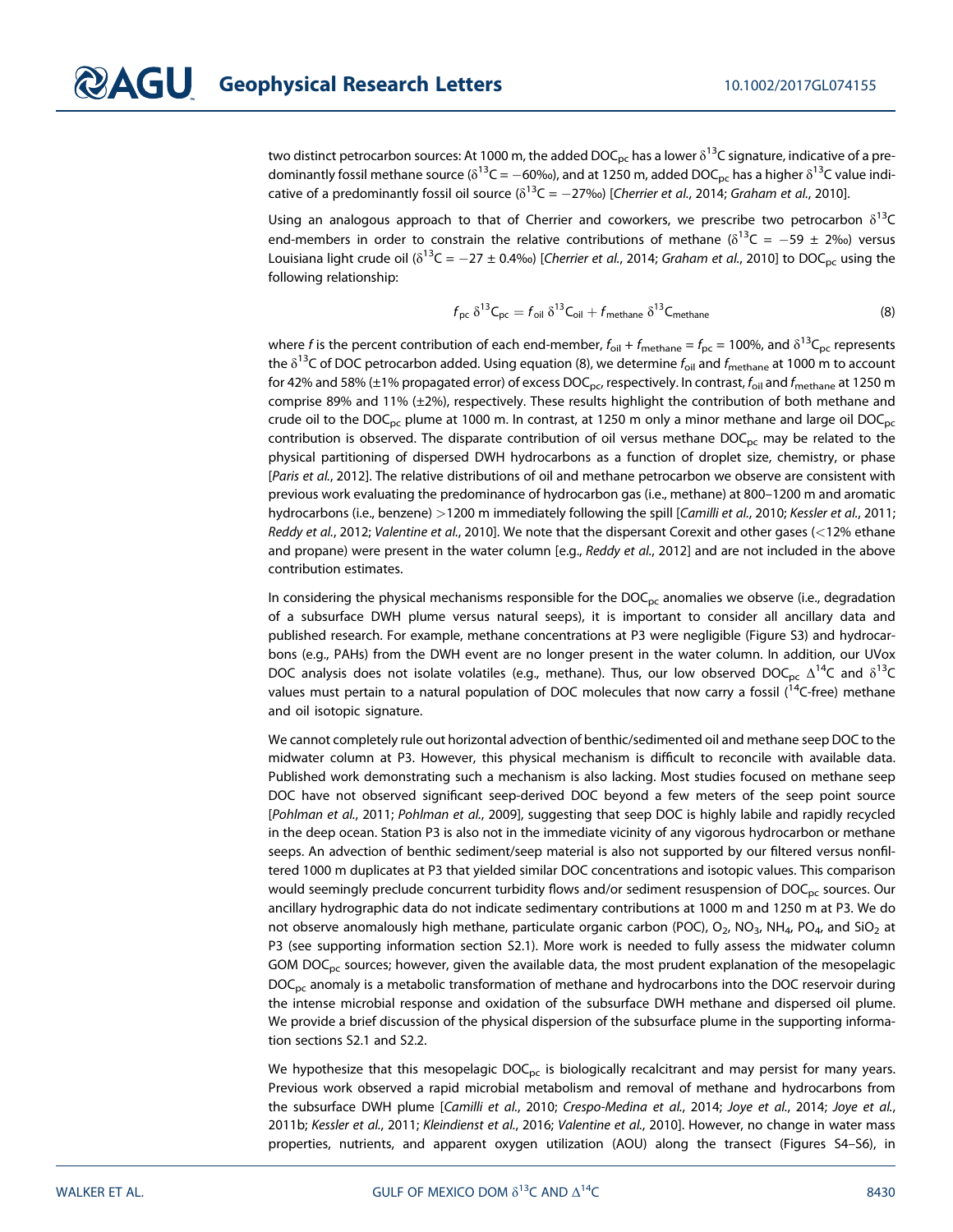two distinct petrocarbon sources: At 1000 m, the added $DOC_{pc}$ has a lower $\delta^{13}C$ signature, indicative of a predominantly fossil methane source ($\delta^{13}C = -60‰$), and at 1250 m, added $DOC_{pc}$ has a higher $\delta^{13}C$ value indicative of a predominantly fossil oil source ($\delta^{13}C = -27‰$) [*Cherrier et al.*, 2014; *Graham et al.*, 2010].

Using an analogous approach to that of Cherrier and coworkers, we prescribe two petrocarbon $\delta^{13}C$ end-members in order to constrain the relative contributions of methane ($\delta^{13}C = -59 \pm 2‰$) versus Louisiana light crude oil ($\delta^{13}C = -27 \pm 0.4‰$) [*Cherrier et al.*, 2014; *Graham et al.*, 2010] to $DOC_{pc}$ using the following relationship:

$$f_{pc}\,\delta^{13}C_{pc} = f_{oil}\,\delta^{13}C_{oil} + f_{methane}\,\delta^{13}C_{methane} \tag{8}$$

where $f$ is the percent contribution of each end-member, $f_{oil} + f_{methane} = f_{pc} = 100\%$, and $\delta^{13}C_{pc}$ represents the $\delta^{13}C$ of DOC petrocarbon added. Using equation (8), we determine $f_{oil}$ and $f_{methane}$ at 1000 m to account for 42% and 58% (±1% propagated error) of excess $DOC_{pc}$, respectively. In contrast, $f_{oil}$ and $f_{methane}$ at 1250 m comprise 89% and 11% (±2%), respectively. These results highlight the contribution of both methane and crude oil to the $DOC_{pc}$ plume at 1000 m. In contrast, at 1250 m only a minor methane and large oil $DOC_{pc}$ contribution is observed. The disparate contribution of oil versus methane $DOC_{pc}$ may be related to the physical partitioning of dispersed DWH hydrocarbons as a function of droplet size, chemistry, or phase [*Paris et al.*, 2012]. The relative distributions of oil and methane petrocarbon we observe are consistent with previous work evaluating the predominance of hydrocarbon gas (i.e., methane) at 800–1200 m and aromatic hydrocarbons (i.e., benzene) >1200 m immediately following the spill [*Camilli et al.*, 2010; *Kessler et al.*, 2011; *Reddy et al.*, 2012; *Valentine et al.*, 2010]. We note that the dispersant Corexit and other gases (<12% ethane and propane) were present in the water column [e.g., *Reddy et al.*, 2012] and are not included in the above contribution estimates.

In considering the physical mechanisms responsible for the $DOC_{pc}$ anomalies we observe (i.e., degradation of a subsurface DWH plume versus natural seeps), it is important to consider all ancillary data and published research. For example, methane concentrations at P3 were negligible (Figure S3) and hydrocarbons (e.g., PAHs) from the DWH event are no longer present in the water column. In addition, our UVox DOC analysis does not isolate volatiles (e.g., methane). Thus, our low observed $DOC_{pc}$ $\Delta^{14}C$ and $\delta^{13}C$ values must pertain to a natural population of DOC molecules that now carry a fossil ($^{14}C$-free) methane and oil isotopic signature.

We cannot completely rule out horizontal advection of benthic/sedimented oil and methane seep DOC to the midwater column at P3. However, this physical mechanism is difficult to reconcile with available data. Published work demonstrating such a mechanism is also lacking. Most studies focused on methane seep DOC have not observed significant seep-derived DOC beyond a few meters of the seep point source [*Pohlman et al.*, 2011; *Pohlman et al.*, 2009], suggesting that seep DOC is highly labile and rapidly recycled in the deep ocean. Station P3 is also not in the immediate vicinity of any vigorous hydrocarbon or methane seeps. An advection of benthic sediment/seep material is also not supported by our filtered versus nonfiltered 1000 m duplicates at P3 that yielded similar DOC concentrations and isotopic values. This comparison would seemingly preclude concurrent turbidity flows and/or sediment resuspension of $DOC_{pc}$ sources. Our ancillary hydrographic data do not indicate sedimentary contributions at 1000 m and 1250 m at P3. We do not observe anomalously high methane, particulate organic carbon (POC), $O_2$, $NO_3$, $NH_4$, $PO_4$, and $SiO_2$ at P3 (see supporting information section S2.1). More work is needed to fully assess the midwater column GOM $DOC_{pc}$ sources; however, given the available data, the most prudent explanation of the mesopelagic $DOC_{pc}$ anomaly is a metabolic transformation of methane and hydrocarbons into the DOC reservoir during the intense microbial response and oxidation of the subsurface DWH methane and dispersed oil plume. We provide a brief discussion of the physical dispersion of the subsurface plume in the supporting information sections S2.1 and S2.2.

We hypothesize that this mesopelagic $DOC_{pc}$ is biologically recalcitrant and may persist for many years. Previous work observed a rapid microbial metabolism and removal of methane and hydrocarbons from the subsurface DWH plume [*Camilli et al.*, 2010; *Crespo-Medina et al.*, 2014; *Joye et al.*, 2014; *Joye et al.*, 2011b; *Kessler et al.*, 2011; *Kleindienst et al.*, 2016; *Valentine et al.*, 2010]. However, no change in water mass properties, nutrients, and apparent oxygen utilization (AOU) along the transect (Figures S4–S6), in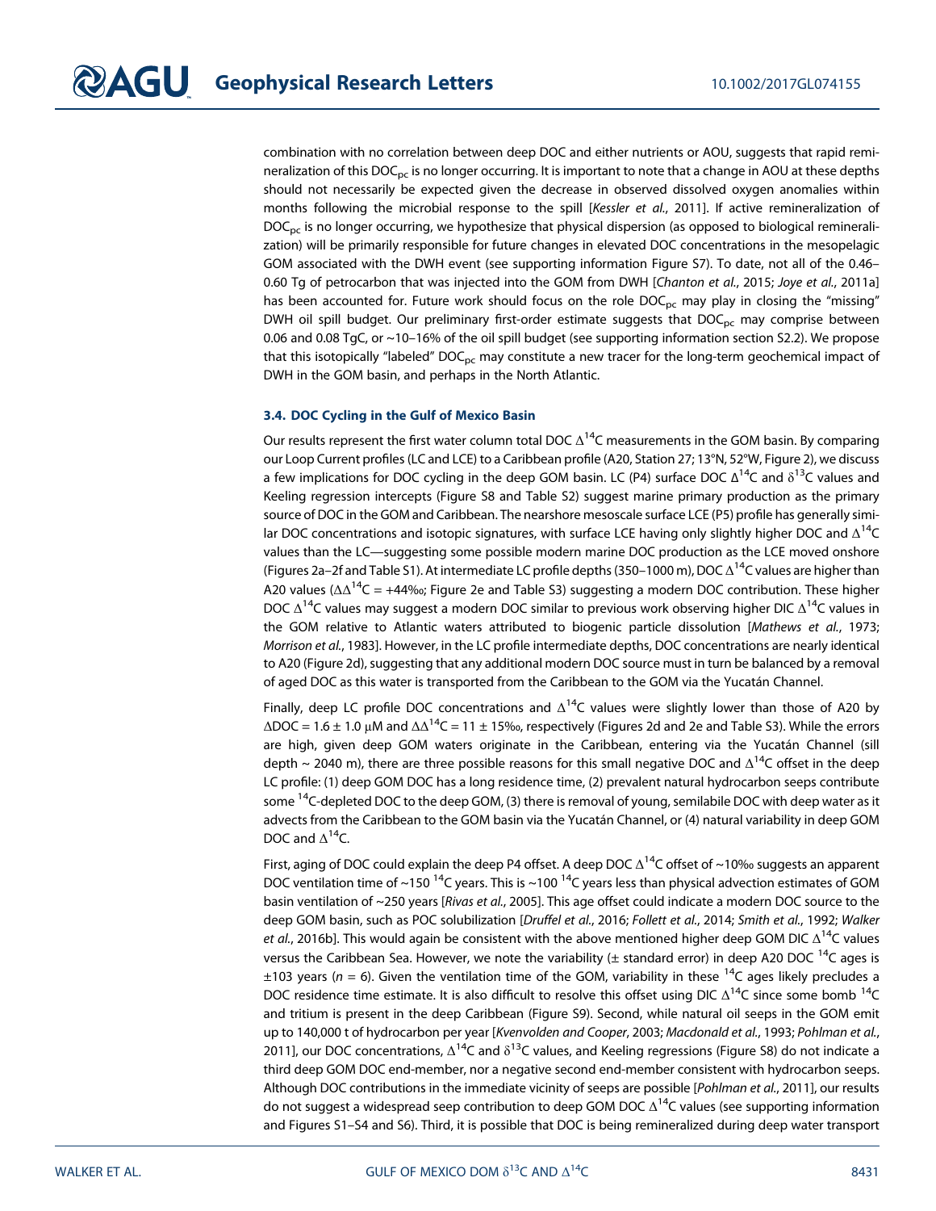combination with no correlation between deep DOC and either nutrients or AOU, suggests that rapid remineralization of this $DOC_{pc}$ is no longer occurring. It is important to note that a change in AOU at these depths should not necessarily be expected given the decrease in observed dissolved oxygen anomalies within months following the microbial response to the spill [*Kessler et al.*, 2011]. If active remineralization of $DOC_{pc}$ is no longer occurring, we hypothesize that physical dispersion (as opposed to biological remineralization) will be primarily responsible for future changes in elevated DOC concentrations in the mesopelagic GOM associated with the DWH event (see supporting information Figure S7). To date, not all of the 0.46–0.60 Tg of petrocarbon that was injected into the GOM from DWH [*Chanton et al.*, 2015; *Joye et al.*, 2011a] has been accounted for. Future work should focus on the role $DOC_{pc}$ may play in closing the "missing" DWH oil spill budget. Our preliminary first-order estimate suggests that $DOC_{pc}$ may comprise between 0.06 and 0.08 TgC, or ~10–16% of the oil spill budget (see supporting information section S2.2). We propose that this isotopically "labeled" $DOC_{pc}$ may constitute a new tracer for the long-term geochemical impact of DWH in the GOM basin, and perhaps in the North Atlantic.

### 3.4. DOC Cycling in the Gulf of Mexico Basin

Our results represent the first water column total DOC $\Delta^{14}C$ measurements in the GOM basin. By comparing our Loop Current profiles (LC and LCE) to a Caribbean profile (A20, Station 27; 13°N, 52°W, Figure 2), we discuss a few implications for DOC cycling in the deep GOM basin. LC (P4) surface DOC $\Delta^{14}C$ and $\delta^{13}C$ values and Keeling regression intercepts (Figure S8 and Table S2) suggest marine primary production as the primary source of DOC in the GOM and Caribbean. The nearshore mesoscale surface LCE (P5) profile has generally similar DOC concentrations and isotopic signatures, with surface LCE having only slightly higher DOC and $\Delta^{14}C$ values than the LC—suggesting some possible modern marine DOC production as the LCE moved onshore (Figures 2a–2f and Table S1). At intermediate LC profile depths (350–1000 m), DOC $\Delta^{14}C$ values are higher than A20 values ($\Delta\Delta^{14}C$ = +44‰; Figure 2e and Table S3) suggesting a modern DOC contribution. These higher DOC $\Delta^{14}C$ values may suggest a modern DOC similar to previous work observing higher DIC $\Delta^{14}C$ values in the GOM relative to Atlantic waters attributed to biogenic particle dissolution [*Mathews et al.*, 1973; *Morrison et al.*, 1983]. However, in the LC profile intermediate depths, DOC concentrations are nearly identical to A20 (Figure 2d), suggesting that any additional modern DOC source must in turn be balanced by a removal of aged DOC as this water is transported from the Caribbean to the GOM via the Yucatán Channel.

Finally, deep LC profile DOC concentrations and $\Delta^{14}C$ values were slightly lower than those of A20 by $\Delta$DOC = 1.6 ± 1.0 μM and $\Delta\Delta^{14}C$ = 11 ± 15‰, respectively (Figures 2d and 2e and Table S3). While the errors are high, given deep GOM waters originate in the Caribbean, entering via the Yucatán Channel (sill depth ~ 2040 m), there are three possible reasons for this small negative DOC and $\Delta^{14}C$ offset in the deep LC profile: (1) deep GOM DOC has a long residence time, (2) prevalent natural hydrocarbon seeps contribute some $^{14}C$-depleted DOC to the deep GOM, (3) there is removal of young, semilabile DOC with deep water as it advects from the Caribbean to the GOM basin via the Yucatán Channel, or (4) natural variability in deep GOM DOC and $\Delta^{14}C$.

First, aging of DOC could explain the deep P4 offset. A deep DOC $\Delta^{14}C$ offset of ~10‰ suggests an apparent DOC ventilation time of ~150 $^{14}C$ years. This is ~100 $^{14}C$ years less than physical advection estimates of GOM basin ventilation of ~250 years [*Rivas et al.*, 2005]. This age offset could indicate a modern DOC source to the deep GOM basin, such as POC solubilization [*Druffel et al.*, 2016; *Follett et al.*, 2014; *Smith et al.*, 1992; *Walker et al.*, 2016b]. This would again be consistent with the above mentioned higher deep GOM DIC $\Delta^{14}C$ values versus the Caribbean Sea. However, we note the variability (± standard error) in deep A20 DOC $^{14}C$ ages is ±103 years ($n$ = 6). Given the ventilation time of the GOM, variability in these $^{14}C$ ages likely precludes a DOC residence time estimate. It is also difficult to resolve this offset using DIC $\Delta^{14}C$ since some bomb $^{14}C$ and tritium is present in the deep Caribbean (Figure S9). Second, while natural oil seeps in the GOM emit up to 140,000 t of hydrocarbon per year [*Kvenvolden and Cooper*, 2003; *Macdonald et al.*, 1993; *Pohlman et al.*, 2011], our DOC concentrations, $\Delta^{14}C$ and $\delta^{13}C$ values, and Keeling regressions (Figure S8) do not indicate a third deep GOM DOC end-member, nor a negative second end-member consistent with hydrocarbon seeps. Although DOC contributions in the immediate vicinity of seeps are possible [*Pohlman et al.*, 2011], our results do not suggest a widespread seep contribution to deep GOM DOC $\Delta^{14}C$ values (see supporting information and Figures S1–S4 and S6). Third, it is possible that DOC is being remineralized during deep water transport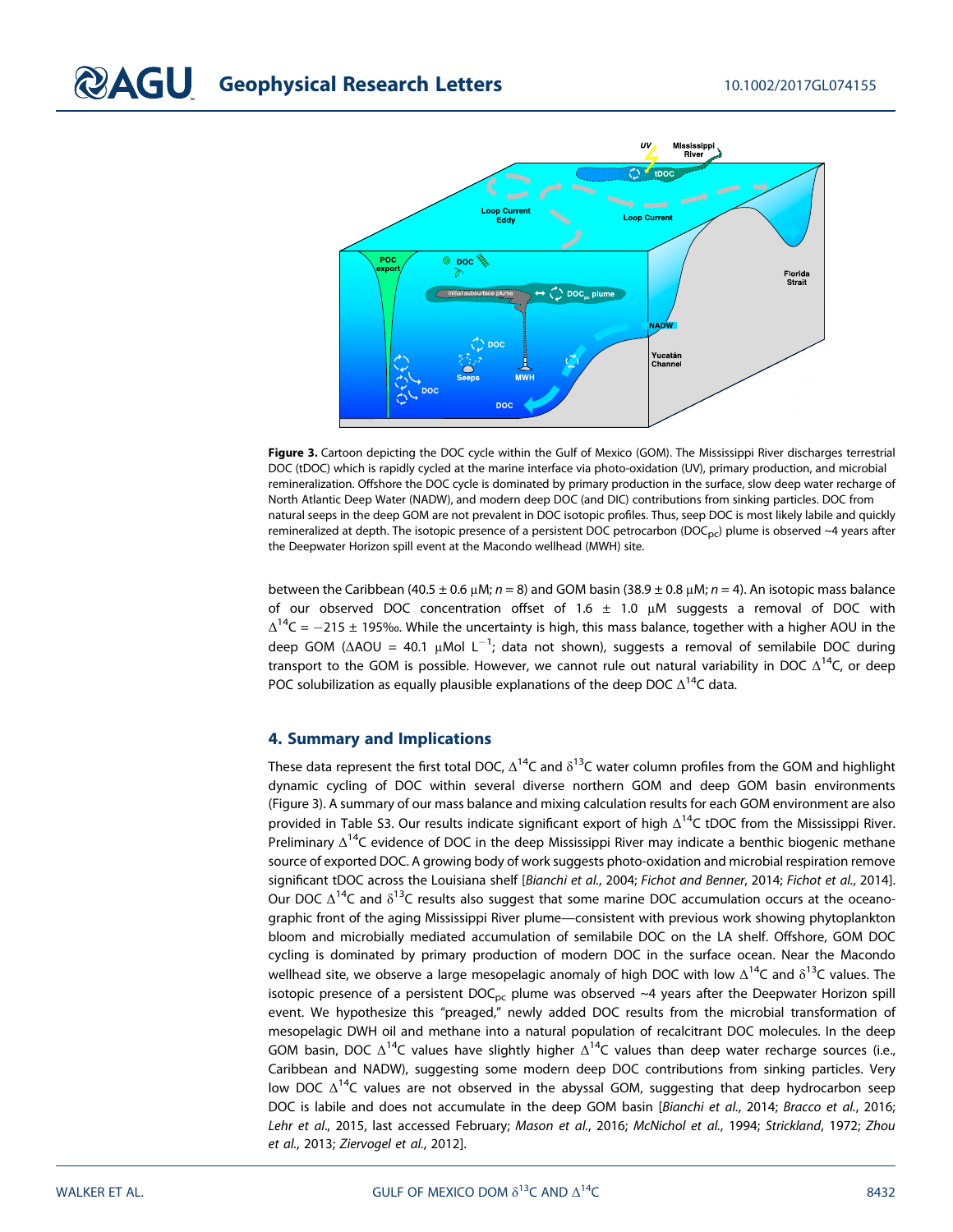**Figure 3.** Cartoon depicting the DOC cycle within the Gulf of Mexico (GOM). The Mississippi River discharges terrestrial DOC (tDOC) which is rapidly cycled at the marine interface via photo-oxidation (UV), primary production, and microbial remineralization. Offshore the DOC cycle is dominated by primary production in the surface, slow deep water recharge of North Atlantic Deep Water (NADW), and modern deep DOC (and DIC) contributions from sinking particles. DOC from natural seeps in the deep GOM are not prevalent in DOC isotopic profiles. Thus, seep DOC is most likely labile and quickly remineralized at depth. The isotopic presence of a persistent DOC petrocarbon ($DOC_{pc}$) plume is observed ~4 years after the Deepwater Horizon spill event at the Macondo wellhead (MWH) site.

between the Caribbean (40.5 ± 0.6 μM; $n = 8$) and GOM basin (38.9 ± 0.8 μM; $n = 4$). An isotopic mass balance of our observed DOC concentration offset of 1.6 ± 1.0 μM suggests a removal of DOC with $\Delta^{14}C = -215 \pm 195$‰. While the uncertainty is high, this mass balance, together with a higher AOU in the deep GOM (ΔAOU = 40.1 μMol $L^{-1}$; data not shown), suggests a removal of semilabile DOC during transport to the GOM is possible. However, we cannot rule out natural variability in DOC $\Delta^{14}C$, or deep POC solubilization as equally plausible explanations of the deep DOC $\Delta^{14}C$ data.

## 4. Summary and Implications

These data represent the first total DOC, $\Delta^{14}C$ and $\delta^{13}C$ water column profiles from the GOM and highlight dynamic cycling of DOC within several diverse northern GOM and deep GOM basin environments (Figure 3). A summary of our mass balance and mixing calculation results for each GOM environment are also provided in Table S3. Our results indicate significant export of high $\Delta^{14}C$ tDOC from the Mississippi River. Preliminary $\Delta^{14}C$ evidence of DOC in the deep Mississippi River may indicate a benthic biogenic methane source of exported DOC. A growing body of work suggests photo-oxidation and microbial respiration remove significant tDOC across the Louisiana shelf [*Bianchi et al.*, 2004; *Fichot and Benner*, 2014; *Fichot et al.*, 2014]. Our DOC $\Delta^{14}C$ and $\delta^{13}C$ results also suggest that some marine DOC accumulation occurs at the oceanographic front of the aging Mississippi River plume—consistent with previous work showing phytoplankton bloom and microbially mediated accumulation of semilabile DOC on the LA shelf. Offshore, GOM DOC cycling is dominated by primary production of modern DOC in the surface ocean. Near the Macondo wellhead site, we observe a large mesopelagic anomaly of high DOC with low $\Delta^{14}C$ and $\delta^{13}C$ values. The isotopic presence of a persistent $DOC_{pc}$ plume was observed ~4 years after the Deepwater Horizon spill event. We hypothesize this "preaged," newly added DOC results from the microbial transformation of mesopelagic DWH oil and methane into a natural population of recalcitrant DOC molecules. In the deep GOM basin, DOC $\Delta^{14}C$ values have slightly higher $\Delta^{14}C$ values than deep water recharge sources (i.e., Caribbean and NADW), suggesting some modern deep DOC contributions from sinking particles. Very low DOC $\Delta^{14}C$ values are not observed in the abyssal GOM, suggesting that deep hydrocarbon seep DOC is labile and does not accumulate in the deep GOM basin [*Bianchi et al.*, 2014; *Bracco et al.*, 2016; *Lehr et al.*, 2015, last accessed February; *Mason et al.*, 2016; *McNichol et al.*, 1994; *Strickland*, 1972; *Zhou et al.*, 2013; *Ziervogel et al.*, 2012].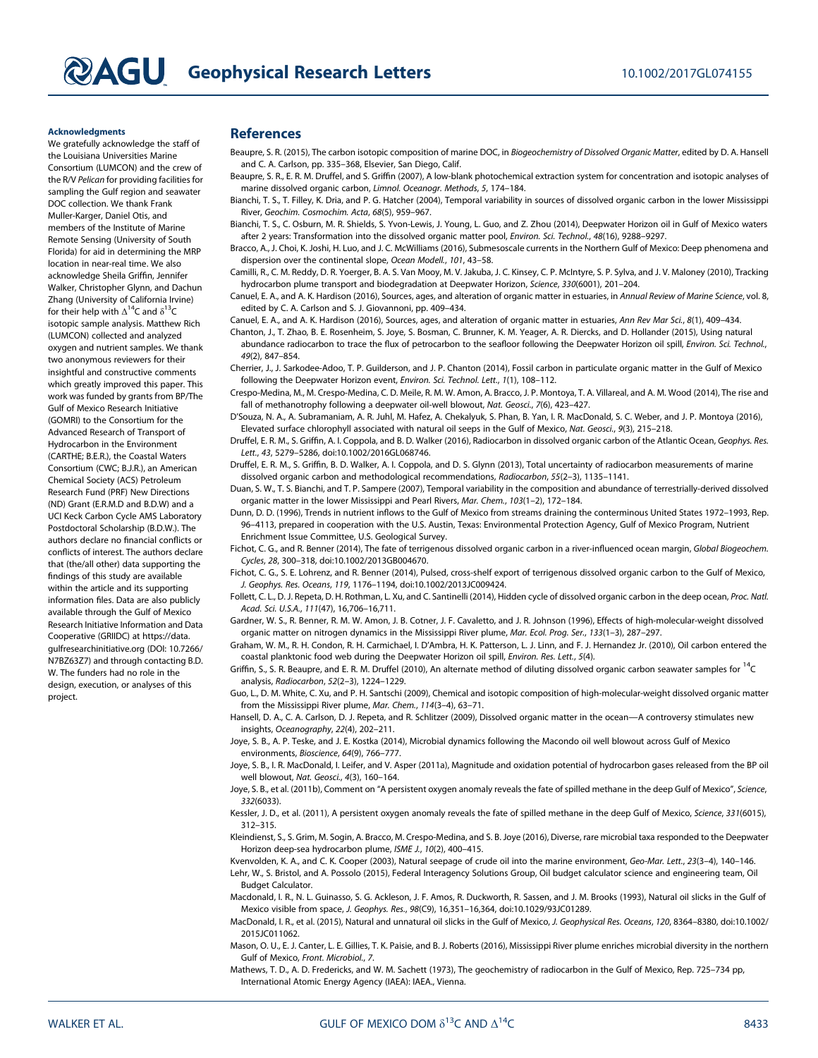**Acknowledgments**

We gratefully acknowledge the staff of the Louisiana Universities Marine Consortium (LUMCON) and the crew of the R/V *Pelican* for providing facilities for sampling the Gulf region and seawater DOC collection. We thank Frank Muller-Karger, Daniel Otis, and members of the Institute of Marine Remote Sensing (University of South Florida) for aid in determining the MRP location in near-real time. We also acknowledge Sheila Griffin, Jennifer Walker, Christopher Glynn, and Dachun Zhang (University of California Irvine) for their help with $\Delta^{14}$C and $\delta^{13}$C isotopic sample analysis. Matthew Rich (LUMCON) collected and analyzed oxygen and nutrient samples. We thank two anonymous reviewers for their insightful and constructive comments which greatly improved this paper. This work was funded by grants from BP/The Gulf of Mexico Research Initiative (GOMRI) to the Consortium for the Advanced Research of Transport of Hydrocarbon in the Environment (CARTHE; B.E.R.), the Coastal Waters Consortium (CWC; B.J.R.), an American Chemical Society (ACS) Petroleum Research Fund (PRF) New Directions (ND) Grant (E.R.M.D and B.D.W) and a UCI Keck Carbon Cycle AMS Laboratory Postdoctoral Scholarship (B.D.W.). The authors declare no financial conflicts or conflicts of interest. The authors declare that (the/all other) data supporting the findings of this study are available within the article and its supporting information files. Data are also publicly available through the Gulf of Mexico Research Initiative Information and Data Cooperative (GRIIDC) at https://data.gulfresearchinitiative.org (DOI: 10.7266/N7BZ63Z7) and through contacting B.D. W. The funders had no role in the design, execution, or analyses of this project.

## References

Beaupre, S. R. (2015), The carbon isotopic composition of marine DOC, in *Biogeochemistry of Dissolved Organic Matter*, edited by D. A. Hansell and C. A. Carlson, pp. 335–368, Elsevier, San Diego, Calif.

Beaupre, S. R., E. R. M. Druffel, and S. Griffin (2007), A low-blank photochemical extraction system for concentration and isotopic analyses of marine dissolved organic carbon, *Limnol. Oceanogr. Methods*, *5*, 174–184.

Bianchi, T. S., T. Filley, K. Dria, and P. G. Hatcher (2004), Temporal variability in sources of dissolved organic carbon in the lower Mississippi River, *Geochim. Cosmochim. Acta*, *68*(5), 959–967.

Bianchi, T. S., C. Osburn, M. R. Shields, S. Yvon-Lewis, J. Young, L. Guo, and Z. Zhou (2014), Deepwater Horizon oil in Gulf of Mexico waters after 2 years: Transformation into the dissolved organic matter pool, *Environ. Sci. Technol.*, *48*(16), 9288–9297.

Bracco, A., J. Choi, K. Joshi, H. Luo, and J. C. McWilliams (2016), Submesoscale currents in the Northern Gulf of Mexico: Deep phenomena and dispersion over the continental slope, *Ocean Modell.*, *101*, 43–58.

Camilli, R., C. M. Reddy, D. R. Yoerger, B. A. S. Van Mooy, M. V. Jakuba, J. C. Kinsey, C. P. McIntyre, S. P. Sylva, and J. V. Maloney (2010), Tracking hydrocarbon plume transport and biodegradation at Deepwater Horizon, *Science*, *330*(6001), 201–204.

Canuel, E. A., and A. K. Hardison (2016), Sources, ages, and alteration of organic matter in estuaries, in *Annual Review of Marine Science*, vol. 8, edited by C. A. Carlson and S. J. Giovannoni, pp. 409–434.

Canuel, E. A., and A. K. Hardison (2016), Sources, ages, and alteration of organic matter in estuaries, *Ann Rev Mar Sci.*, *8*(1), 409–434.

Chanton, J., T. Zhao, B. E. Rosenheim, S. Joye, S. Bosman, C. Brunner, K. M. Yeager, A. R. Diercks, and D. Hollander (2015), Using natural abundance radiocarbon to trace the flux of petrocarbon to the seafloor following the Deepwater Horizon oil spill, *Environ. Sci. Technol.*, *49*(2), 847–854.

Cherrier, J., J. Sarkodee-Adoo, T. P. Guilderson, and J. P. Chanton (2014), Fossil carbon in particulate organic matter in the Gulf of Mexico following the Deepwater Horizon event, *Environ. Sci. Technol. Lett.*, *1*(1), 108–112.

Crespo-Medina, M., M. Crespo-Medina, C. D. Meile, R. M. W. Amon, A. Bracco, J. P. Montoya, T. A. Villareal, and A. M. Wood (2014), The rise and fall of methanotrophy following a deepwater oil-well blowout, *Nat. Geosci.*, *7*(6), 423–427.

D'Souza, N. A., A. Subramaniam, A. R. Juhl, M. Hafez, A. Chekalyuk, S. Phan, B. Yan, I. R. MacDonald, S. C. Weber, and J. P. Montoya (2016), Elevated surface chlorophyll associated with natural oil seeps in the Gulf of Mexico, *Nat. Geosci.*, *9*(3), 215–218.

Druffel, E. R. M., S. Griffin, A. I. Coppola, and B. D. Walker (2016), Radiocarbon in dissolved organic carbon of the Atlantic Ocean, *Geophys. Res. Lett.*, *43*, 5279–5286, doi:10.1002/2016GL068746.

Druffel, E. R. M., S. Griffin, B. D. Walker, A. I. Coppola, and D. S. Glynn (2013), Total uncertainty of radiocarbon measurements of marine dissolved organic carbon and methodological recommendations, *Radiocarbon*, *55*(2–3), 1135–1141.

Duan, S. W., T. S. Bianchi, and T. P. Sampere (2007), Temporal variability in the composition and abundance of terrestrially-derived dissolved organic matter in the lower Mississippi and Pearl Rivers, *Mar. Chem.*, *103*(1–2), 172–184.

Dunn, D. D. (1996), Trends in nutrient inflows to the Gulf of Mexico from streams draining the conterminous United States 1972–1993, Rep. 96–4113, prepared in cooperation with the U.S. Austin, Texas: Environmental Protection Agency, Gulf of Mexico Program, Nutrient Enrichment Issue Committee, U.S. Geological Survey.

Fichot, C. G., and R. Benner (2014), The fate of terrigenous dissolved organic carbon in a river-influenced ocean margin, *Global Biogeochem. Cycles*, *28*, 300–318, doi:10.1002/2013GB004670.

Fichot, C. G., S. E. Lohrenz, and R. Benner (2014), Pulsed, cross-shelf export of terrigenous dissolved organic carbon to the Gulf of Mexico, *J. Geophys. Res. Oceans*, *119*, 1176–1194, doi:10.1002/2013JC009424.

Follett, C. L., D. J. Repeta, D. H. Rothman, L. Xu, and C. Santinelli (2014), Hidden cycle of dissolved organic carbon in the deep ocean, *Proc. Natl. Acad. Sci. U.S.A.*, *111*(47), 16,706–16,711.

Gardner, W. S., R. Benner, R. M. W. Amon, J. B. Cotner, J. F. Cavaletto, and J. R. Johnson (1996), Effects of high-molecular-weight dissolved organic matter on nitrogen dynamics in the Mississippi River plume, *Mar. Ecol. Prog. Ser.*, *133*(1–3), 287–297.

Graham, W. M., R. H. Condon, R. H. Carmichael, I. D'Ambra, H. K. Patterson, L. J. Linn, and F. J. Hernandez Jr. (2010), Oil carbon entered the coastal planktonic food web during the Deepwater Horizon oil spill, *Environ. Res. Lett.*, *5*(4).

Griffin, S., S. R. Beaupre, and E. R. M. Druffel (2010), An alternate method of diluting dissolved organic carbon seawater samples for $^{14}$C analysis, *Radiocarbon*, *52*(2–3), 1224–1229.

Guo, L., D. M. White, C. Xu, and P. H. Santschi (2009), Chemical and isotopic composition of high-molecular-weight dissolved organic matter from the Mississippi River plume, *Mar. Chem.*, *114*(3–4), 63–71.

Hansell, D. A., C. A. Carlson, D. J. Repeta, and R. Schlitzer (2009), Dissolved organic matter in the ocean—A controversy stimulates new insights, *Oceanography*, *22*(4), 202–211.

Joye, S. B., A. P. Teske, and J. E. Kostka (2014), Microbial dynamics following the Macondo oil well blowout across Gulf of Mexico environments, *Bioscience*, *64*(9), 766–777.

Joye, S. B., I. R. MacDonald, I. Leifer, and V. Asper (2011a), Magnitude and oxidation potential of hydrocarbon gases released from the BP oil well blowout, *Nat. Geosci.*, *4*(3), 160–164.

Joye, S. B., et al. (2011b), Comment on "A persistent oxygen anomaly reveals the fate of spilled methane in the deep Gulf of Mexico", *Science*, *332*(6033).

Kessler, J. D., et al. (2011), A persistent oxygen anomaly reveals the fate of spilled methane in the deep Gulf of Mexico, *Science*, *331*(6015), 312–315.

Kleindienst, S., S. Grim, M. Sogin, A. Bracco, M. Crespo-Medina, and S. B. Joye (2016), Diverse, rare microbial taxa responded to the Deepwater Horizon deep-sea hydrocarbon plume, *ISME J.*, *10*(2), 400–415.

Kvenvolden, K. A., and C. K. Cooper (2003), Natural seepage of crude oil into the marine environment, *Geo-Mar. Lett.*, *23*(3–4), 140–146.

Lehr, W., S. Bristol, and A. Possolo (2015), Federal Interagency Solutions Group, Oil budget calculator science and engineering team, Oil Budget Calculator.

Macdonald, I. R., N. L. Guinasso, S. G. Ackleson, J. F. Amos, R. Duckworth, R. Sassen, and J. M. Brooks (1993), Natural oil slicks in the Gulf of Mexico visible from space, *J. Geophys. Res.*, *98*(C9), 16,351–16,364, doi:10.1029/93JC01289.

MacDonald, I. R., et al. (2015), Natural and unnatural oil slicks in the Gulf of Mexico, *J. Geophysical Res. Oceans*, *120*, 8364–8380, doi:10.1002/2015JC011062.

Mason, O. U., E. J. Canter, L. E. Gillies, T. K. Paisie, and B. J. Roberts (2016), Mississippi River plume enriches microbial diversity in the northern Gulf of Mexico, *Front. Microbiol.*, *7*.

Mathews, T. D., A. D. Fredericks, and W. M. Sachett (1973), The geochemistry of radiocarbon in the Gulf of Mexico, Rep. 725–734 pp, International Atomic Energy Agency (IAEA): IAEA., Vienna.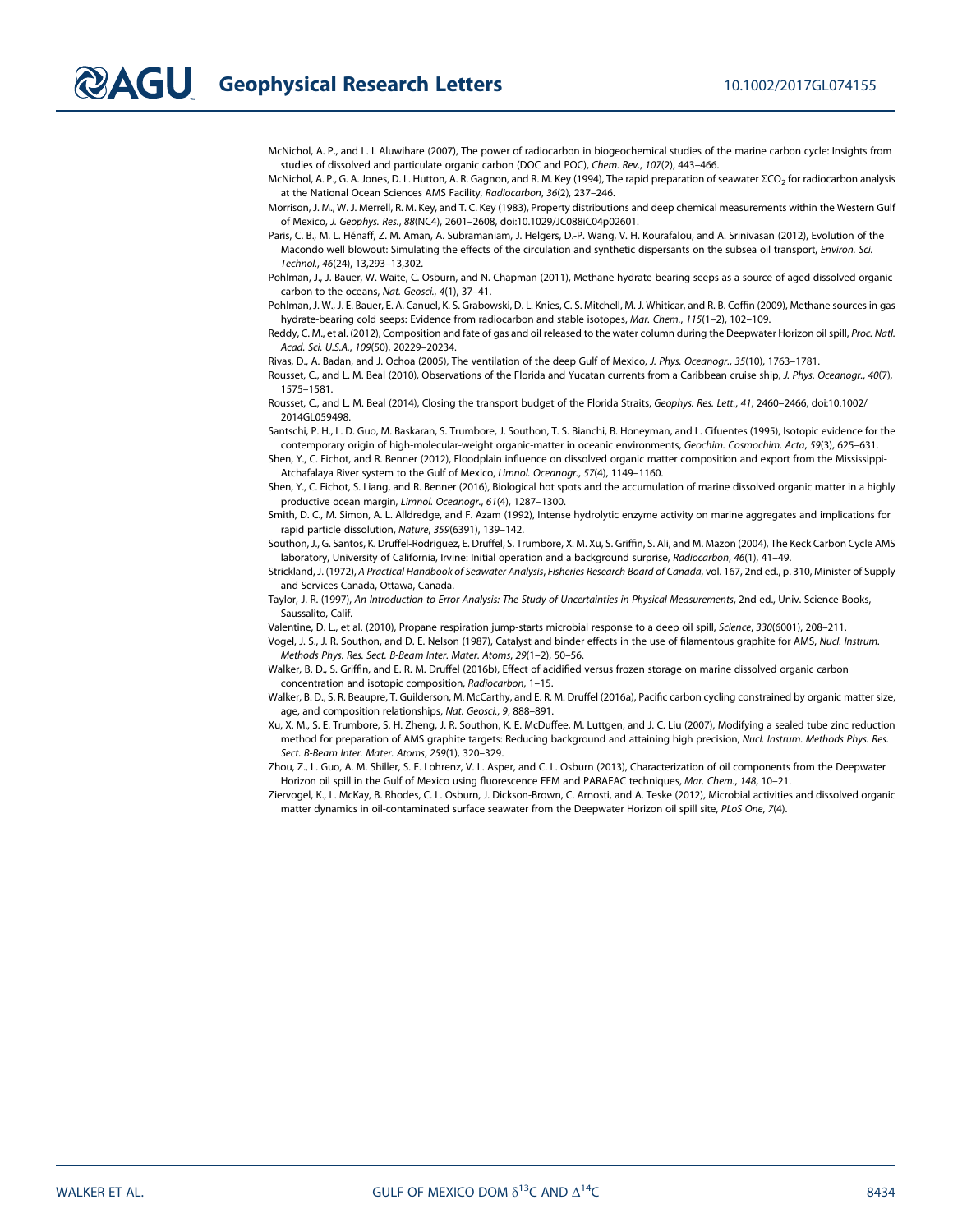McNichol, A. P., and L. I. Aluwihare (2007), The power of radiocarbon in biogeochemical studies of the marine carbon cycle: Insights from studies of dissolved and particulate organic carbon (DOC and POC), *Chem. Rev.*, *107*(2), 443–466.

McNichol, A. P., G. A. Jones, D. L. Hutton, A. R. Gagnon, and R. M. Key (1994), The rapid preparation of seawater $\Sigma CO_2$ for radiocarbon analysis at the National Ocean Sciences AMS Facility, *Radiocarbon*, *36*(2), 237–246.

Morrison, J. M., W. J. Merrell, R. M. Key, and T. C. Key (1983), Property distributions and deep chemical measurements within the Western Gulf of Mexico, *J. Geophys. Res.*, *88*(NC4), 2601–2608, doi:10.1029/JC088iC04p02601.

Paris, C. B., M. L. Hénaff, Z. M. Aman, A. Subramaniam, J. Helgers, D.-P. Wang, V. H. Kourafalou, and A. Srinivasan (2012), Evolution of the Macondo well blowout: Simulating the effects of the circulation and synthetic dispersants on the subsea oil transport, *Environ. Sci. Technol.*, *46*(24), 13,293–13,302.

Pohlman, J., J. Bauer, W. Waite, C. Osburn, and N. Chapman (2011), Methane hydrate-bearing seeps as a source of aged dissolved organic carbon to the oceans, *Nat. Geosci.*, *4*(1), 37–41.

Pohlman, J. W., J. E. Bauer, E. A. Canuel, K. S. Grabowski, D. L. Knies, C. S. Mitchell, M. J. Whiticar, and R. B. Coffin (2009), Methane sources in gas hydrate-bearing cold seeps: Evidence from radiocarbon and stable isotopes, *Mar. Chem.*, *115*(1–2), 102–109.

Reddy, C. M., et al. (2012), Composition and fate of gas and oil released to the water column during the Deepwater Horizon oil spill, *Proc. Natl. Acad. Sci. U.S.A.*, *109*(50), 20229–20234.

Rivas, D., A. Badan, and J. Ochoa (2005), The ventilation of the deep Gulf of Mexico, *J. Phys. Oceanogr.*, *35*(10), 1763–1781.

Rousset, C., and L. M. Beal (2010), Observations of the Florida and Yucatan currents from a Caribbean cruise ship, *J. Phys. Oceanogr.*, *40*(7), 1575–1581.

Rousset, C., and L. M. Beal (2014), Closing the transport budget of the Florida Straits, *Geophys. Res. Lett.*, *41*, 2460–2466, doi:10.1002/2014GL059498.

Santschi, P. H., L. D. Guo, M. Baskaran, S. Trumbore, J. Southon, T. S. Bianchi, B. Honeyman, and L. Cifuentes (1995), Isotopic evidence for the contemporary origin of high-molecular-weight organic-matter in oceanic environments, *Geochim. Cosmochim. Acta*, *59*(3), 625–631.

Shen, Y., C. Fichot, and R. Benner (2012), Floodplain influence on dissolved organic matter composition and export from the Mississippi-Atchafalaya River system to the Gulf of Mexico, *Limnol. Oceanogr.*, *57*(4), 1149–1160.

Shen, Y., C. Fichot, S. Liang, and R. Benner (2016), Biological hot spots and the accumulation of marine dissolved organic matter in a highly productive ocean margin, *Limnol. Oceanogr.*, *61*(4), 1287–1300.

Smith, D. C., M. Simon, A. L. Alldredge, and F. Azam (1992), Intense hydrolytic enzyme activity on marine aggregates and implications for rapid particle dissolution, *Nature*, *359*(6391), 139–142.

Southon, J., G. Santos, K. Druffel-Rodriguez, E. Druffel, S. Trumbore, X. M. Xu, S. Griffin, S. Ali, and M. Mazon (2004), The Keck Carbon Cycle AMS laboratory, University of California, Irvine: Initial operation and a background surprise, *Radiocarbon*, *46*(1), 41–49.

Strickland, J. (1972), *A Practical Handbook of Seawater Analysis*, *Fisheries Research Board of Canada*, vol. 167, 2nd ed., p. 310, Minister of Supply and Services Canada, Ottawa, Canada.

Taylor, J. R. (1997), *An Introduction to Error Analysis: The Study of Uncertainties in Physical Measurements*, 2nd ed., Univ. Science Books, Saussalito, Calif.

Valentine, D. L., et al. (2010), Propane respiration jump-starts microbial response to a deep oil spill, *Science*, *330*(6001), 208–211.

Vogel, J. S., J. R. Southon, and D. E. Nelson (1987), Catalyst and binder effects in the use of filamentous graphite for AMS, *Nucl. Instrum. Methods Phys. Res. Sect. B-Beam Inter. Mater. Atoms*, *29*(1–2), 50–56.

Walker, B. D., S. Griffin, and E. R. M. Druffel (2016b), Effect of acidified versus frozen storage on marine dissolved organic carbon concentration and isotopic composition, *Radiocarbon*, 1–15.

Walker, B. D., S. R. Beaupre, T. Guilderson, M. McCarthy, and E. R. M. Druffel (2016a), Pacific carbon cycling constrained by organic matter size, age, and composition relationships, *Nat. Geosci.*, *9*, 888–891.

Xu, X. M., S. E. Trumbore, S. H. Zheng, J. R. Southon, K. E. McDuffee, M. Luttgen, and J. C. Liu (2007), Modifying a sealed tube zinc reduction method for preparation of AMS graphite targets: Reducing background and attaining high precision, *Nucl. Instrum. Methods Phys. Res. Sect. B-Beam Inter. Mater. Atoms*, *259*(1), 320–329.

Zhou, Z., L. Guo, A. M. Shiller, S. E. Lohrenz, V. L. Asper, and C. L. Osburn (2013), Characterization of oil components from the Deepwater Horizon oil spill in the Gulf of Mexico using fluorescence EEM and PARAFAC techniques, *Mar. Chem.*, *148*, 10–21.

Ziervogel, K., L. McKay, B. Rhodes, C. L. Osburn, J. Dickson-Brown, C. Arnosti, and A. Teske (2012), Microbial activities and dissolved organic matter dynamics in oil-contaminated surface seawater from the Deepwater Horizon oil spill site, *PLoS One*, *7*(4).